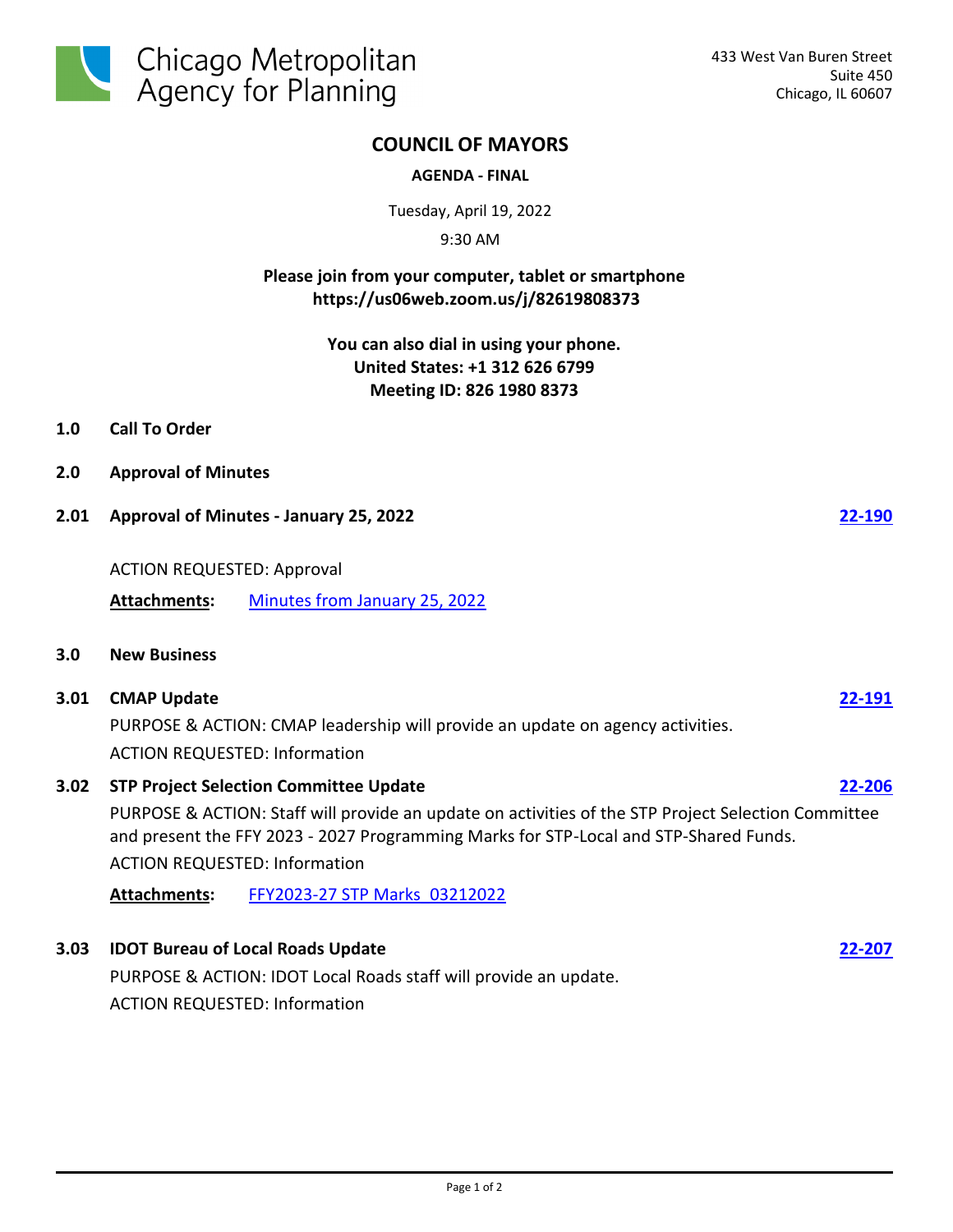Chicago Metropolitan Agency for Planning

433 West Van Buren Street
Suite 450
Chicago, IL 60607

# COUNCIL OF MAYORS

**AGENDA - FINAL**

Tuesday, April 19, 2022

9:30 AM

**Please join from your computer, tablet or smartphone**
**https://us06web.zoom.us/j/82619808373**

**You can also dial in using your phone.**
**United States: +1 312 626 6799**
**Meeting ID: 826 1980 8373**

**1.0 Call To Order**

**2.0 Approval of Minutes**

**2.01 Approval of Minutes - January 25, 2022** **22-190**

ACTION REQUESTED: Approval

**Attachments:** Minutes from January 25, 2022

**3.0 New Business**

**3.01 CMAP Update** **22-191**

PURPOSE & ACTION: CMAP leadership will provide an update on agency activities.

ACTION REQUESTED: Information

**3.02 STP Project Selection Committee Update** **22-206**

PURPOSE & ACTION: Staff will provide an update on activities of the STP Project Selection Committee and present the FFY 2023 - 2027 Programming Marks for STP-Local and STP-Shared Funds.

ACTION REQUESTED: Information

**Attachments:** FFY2023-27 STP Marks_03212022

**3.03 IDOT Bureau of Local Roads Update** **22-207**

PURPOSE & ACTION: IDOT Local Roads staff will provide an update.

ACTION REQUESTED: Information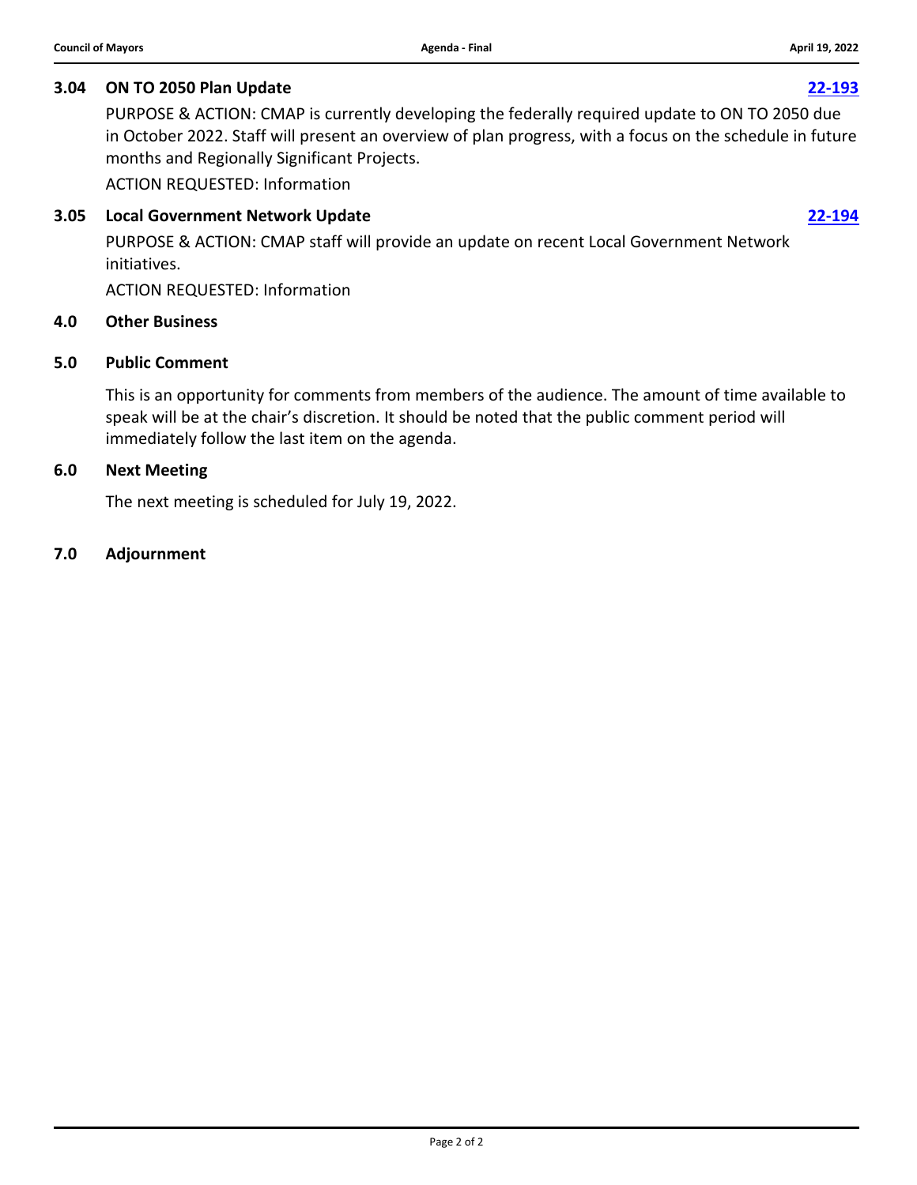### 3.04 ON TO 2050 Plan Update

**22-193**

PURPOSE & ACTION: CMAP is currently developing the federally required update to ON TO 2050 due in October 2022. Staff will present an overview of plan progress, with a focus on the schedule in future months and Regionally Significant Projects.

ACTION REQUESTED: Information

### 3.05 Local Government Network Update

**22-194**

PURPOSE & ACTION: CMAP staff will provide an update on recent Local Government Network initiatives.

ACTION REQUESTED: Information

## 4.0 Other Business

## 5.0 Public Comment

This is an opportunity for comments from members of the audience. The amount of time available to speak will be at the chair's discretion. It should be noted that the public comment period will immediately follow the last item on the agenda.

## 6.0 Next Meeting

The next meeting is scheduled for July 19, 2022.

## 7.0 Adjournment